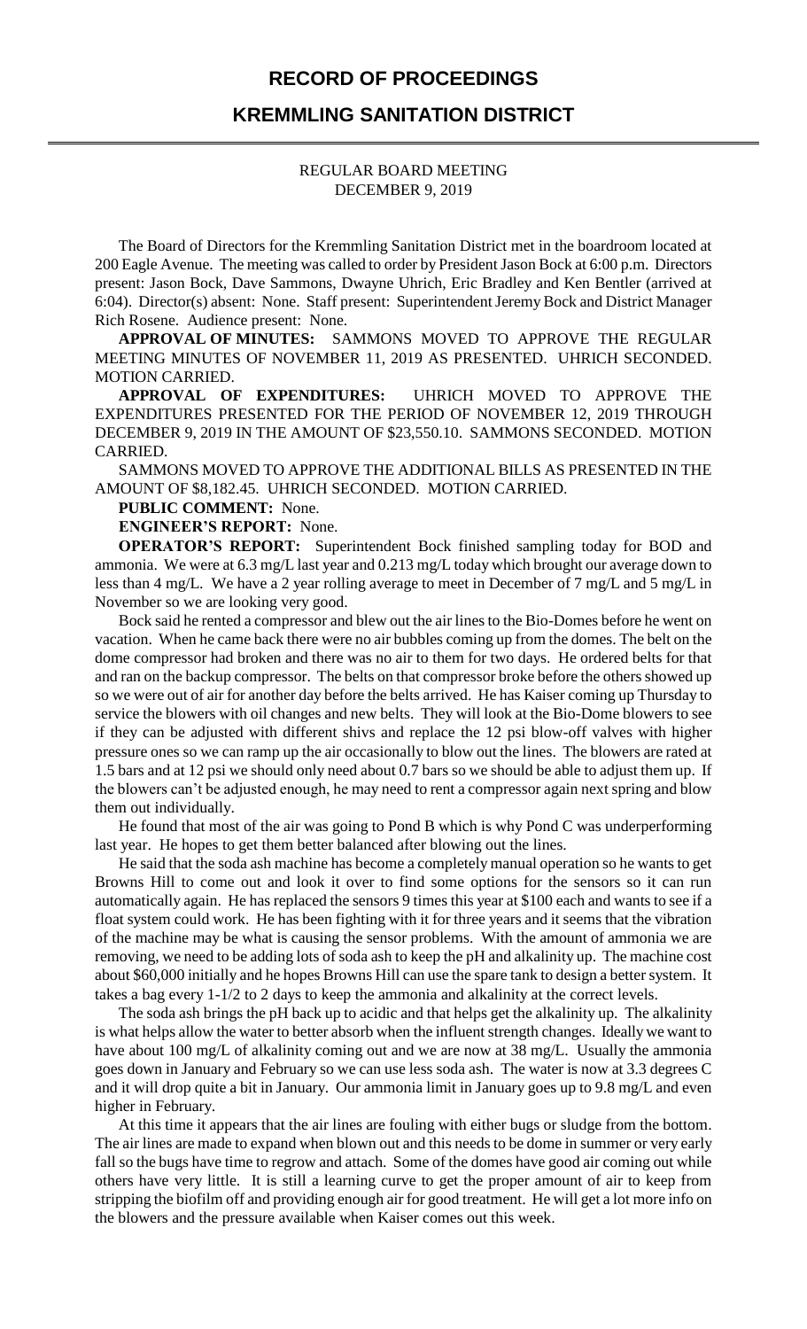# RECORD OF PROCEEDINGS

## KREMMLING SANITATION DISTRICT

REGULAR BOARD MEETING
DECEMBER 9, 2019

The Board of Directors for the Kremmling Sanitation District met in the boardroom located at 200 Eagle Avenue. The meeting was called to order by President Jason Bock at 6:00 p.m. Directors present: Jason Bock, Dave Sammons, Dwayne Uhrich, Eric Bradley and Ken Bentler (arrived at 6:04). Director(s) absent: None. Staff present: Superintendent Jeremy Bock and District Manager Rich Rosene. Audience present: None.

**APPROVAL OF MINUTES:** SAMMONS MOVED TO APPROVE THE REGULAR MEETING MINUTES OF NOVEMBER 11, 2019 AS PRESENTED. UHRICH SECONDED. MOTION CARRIED.

**APPROVAL OF EXPENDITURES:** UHRICH MOVED TO APPROVE THE EXPENDITURES PRESENTED FOR THE PERIOD OF NOVEMBER 12, 2019 THROUGH DECEMBER 9, 2019 IN THE AMOUNT OF $23,550.10. SAMMONS SECONDED. MOTION CARRIED.

SAMMONS MOVED TO APPROVE THE ADDITIONAL BILLS AS PRESENTED IN THE AMOUNT OF $8,182.45. UHRICH SECONDED. MOTION CARRIED.

**PUBLIC COMMENT:** None.

**ENGINEER'S REPORT:** None.

**OPERATOR'S REPORT:** Superintendent Bock finished sampling today for BOD and ammonia. We were at 6.3 mg/L last year and 0.213 mg/L today which brought our average down to less than 4 mg/L. We have a 2 year rolling average to meet in December of 7 mg/L and 5 mg/L in November so we are looking very good.

Bock said he rented a compressor and blew out the air lines to the Bio-Domes before he went on vacation. When he came back there were no air bubbles coming up from the domes. The belt on the dome compressor had broken and there was no air to them for two days. He ordered belts for that and ran on the backup compressor. The belts on that compressor broke before the others showed up so we were out of air for another day before the belts arrived. He has Kaiser coming up Thursday to service the blowers with oil changes and new belts. They will look at the Bio-Dome blowers to see if they can be adjusted with different shivs and replace the 12 psi blow-off valves with higher pressure ones so we can ramp up the air occasionally to blow out the lines. The blowers are rated at 1.5 bars and at 12 psi we should only need about 0.7 bars so we should be able to adjust them up. If the blowers can't be adjusted enough, he may need to rent a compressor again next spring and blow them out individually.

He found that most of the air was going to Pond B which is why Pond C was underperforming last year. He hopes to get them better balanced after blowing out the lines.

He said that the soda ash machine has become a completely manual operation so he wants to get Browns Hill to come out and look it over to find some options for the sensors so it can run automatically again. He has replaced the sensors 9 times this year at $100 each and wants to see if a float system could work. He has been fighting with it for three years and it seems that the vibration of the machine may be what is causing the sensor problems. With the amount of ammonia we are removing, we need to be adding lots of soda ash to keep the pH and alkalinity up. The machine cost about $60,000 initially and he hopes Browns Hill can use the spare tank to design a better system. It takes a bag every 1-1/2 to 2 days to keep the ammonia and alkalinity at the correct levels.

The soda ash brings the pH back up to acidic and that helps get the alkalinity up. The alkalinity is what helps allow the water to better absorb when the influent strength changes. Ideally we want to have about 100 mg/L of alkalinity coming out and we are now at 38 mg/L. Usually the ammonia goes down in January and February so we can use less soda ash. The water is now at 3.3 degrees C and it will drop quite a bit in January. Our ammonia limit in January goes up to 9.8 mg/L and even higher in February.

At this time it appears that the air lines are fouling with either bugs or sludge from the bottom. The air lines are made to expand when blown out and this needs to be dome in summer or very early fall so the bugs have time to regrow and attach. Some of the domes have good air coming out while others have very little. It is still a learning curve to get the proper amount of air to keep from stripping the biofilm off and providing enough air for good treatment. He will get a lot more info on the blowers and the pressure available when Kaiser comes out this week.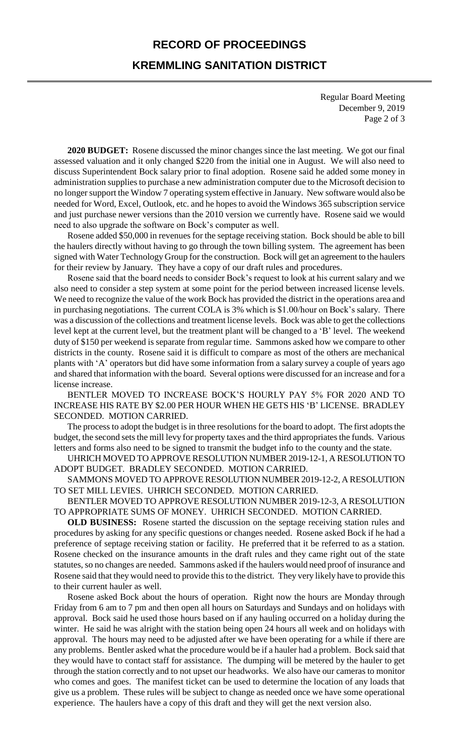**2020 BUDGET:** Rosene discussed the minor changes since the last meeting. We got our final assessed valuation and it only changed $220 from the initial one in August. We will also need to discuss Superintendent Bock salary prior to final adoption. Rosene said he added some money in administration supplies to purchase a new administration computer due to the Microsoft decision to no longer support the Window 7 operating system effective in January. New software would also be needed for Word, Excel, Outlook, etc. and he hopes to avoid the Windows 365 subscription service and just purchase newer versions than the 2010 version we currently have. Rosene said we would need to also upgrade the software on Bock's computer as well.

Rosene added $50,000 in revenues for the septage receiving station. Bock should be able to bill the haulers directly without having to go through the town billing system. The agreement has been signed with Water Technology Group for the construction. Bock will get an agreement to the haulers for their review by January. They have a copy of our draft rules and procedures.

Rosene said that the board needs to consider Bock's request to look at his current salary and we also need to consider a step system at some point for the period between increased license levels. We need to recognize the value of the work Bock has provided the district in the operations area and in purchasing negotiations. The current COLA is 3% which is $1.00/hour on Bock's salary. There was a discussion of the collections and treatment license levels. Bock was able to get the collections level kept at the current level, but the treatment plant will be changed to a 'B' level. The weekend duty of $150 per weekend is separate from regular time. Sammons asked how we compare to other districts in the county. Rosene said it is difficult to compare as most of the others are mechanical plants with 'A' operators but did have some information from a salary survey a couple of years ago and shared that information with the board. Several options were discussed for an increase and for a license increase.

BENTLER MOVED TO INCREASE BOCK'S HOURLY PAY 5% FOR 2020 AND TO INCREASE HIS RATE BY $2.00 PER HOUR WHEN HE GETS HIS 'B' LICENSE. BRADLEY SECONDED. MOTION CARRIED.

The process to adopt the budget is in three resolutions for the board to adopt. The first adopts the budget, the second sets the mill levy for property taxes and the third appropriates the funds. Various letters and forms also need to be signed to transmit the budget info to the county and the state.

UHRICH MOVED TO APPROVE RESOLUTION NUMBER 2019-12-1, A RESOLUTION TO ADOPT BUDGET. BRADLEY SECONDED. MOTION CARRIED.

SAMMONS MOVED TO APPROVE RESOLUTION NUMBER 2019-12-2, A RESOLUTION TO SET MILL LEVIES. UHRICH SECONDED. MOTION CARRIED.

BENTLER MOVED TO APPROVE RESOLUTION NUMBER 2019-12-3, A RESOLUTION TO APPROPRIATE SUMS OF MONEY. UHRICH SECONDED. MOTION CARRIED.

**OLD BUSINESS:** Rosene started the discussion on the septage receiving station rules and procedures by asking for any specific questions or changes needed. Rosene asked Bock if he had a preference of septage receiving station or facility. He preferred that it be referred to as a station. Rosene checked on the insurance amounts in the draft rules and they came right out of the state statutes, so no changes are needed. Sammons asked if the haulers would need proof of insurance and Rosene said that they would need to provide this to the district. They very likely have to provide this to their current hauler as well.

Rosene asked Bock about the hours of operation. Right now the hours are Monday through Friday from 6 am to 7 pm and then open all hours on Saturdays and Sundays and on holidays with approval. Bock said he used those hours based on if any hauling occurred on a holiday during the winter. He said he was alright with the station being open 24 hours all week and on holidays with approval. The hours may need to be adjusted after we have been operating for a while if there are any problems. Bentler asked what the procedure would be if a hauler had a problem. Bock said that they would have to contact staff for assistance. The dumping will be metered by the hauler to get through the station correctly and to not upset our headworks. We also have our cameras to monitor who comes and goes. The manifest ticket can be used to determine the location of any loads that give us a problem. These rules will be subject to change as needed once we have some operational experience. The haulers have a copy of this draft and they will get the next version also.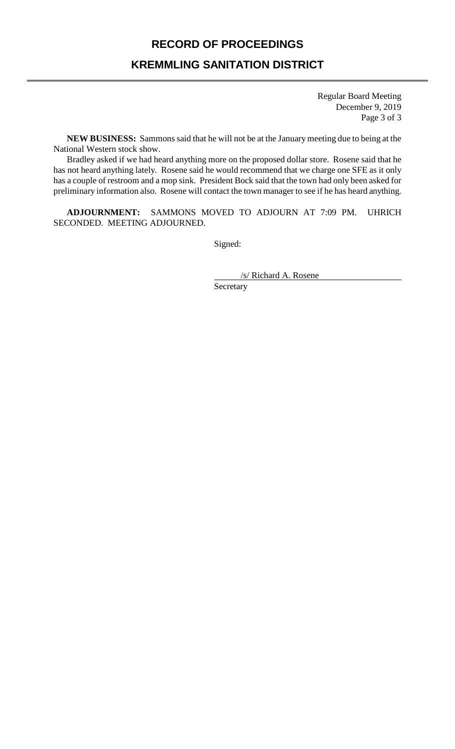**NEW BUSINESS:** Sammons said that he will not be at the January meeting due to being at the National Western stock show.

Bradley asked if we had heard anything more on the proposed dollar store. Rosene said that he has not heard anything lately. Rosene said he would recommend that we charge one SFE as it only has a couple of restroom and a mop sink. President Bock said that the town had only been asked for preliminary information also. Rosene will contact the town manager to see if he has heard anything.

**ADJOURNMENT:** SAMMONS MOVED TO ADJOURN AT 7:09 PM. UHRICH SECONDED. MEETING ADJOURNED.

Signed:

/s/ Richard A. Rosene

Secretary